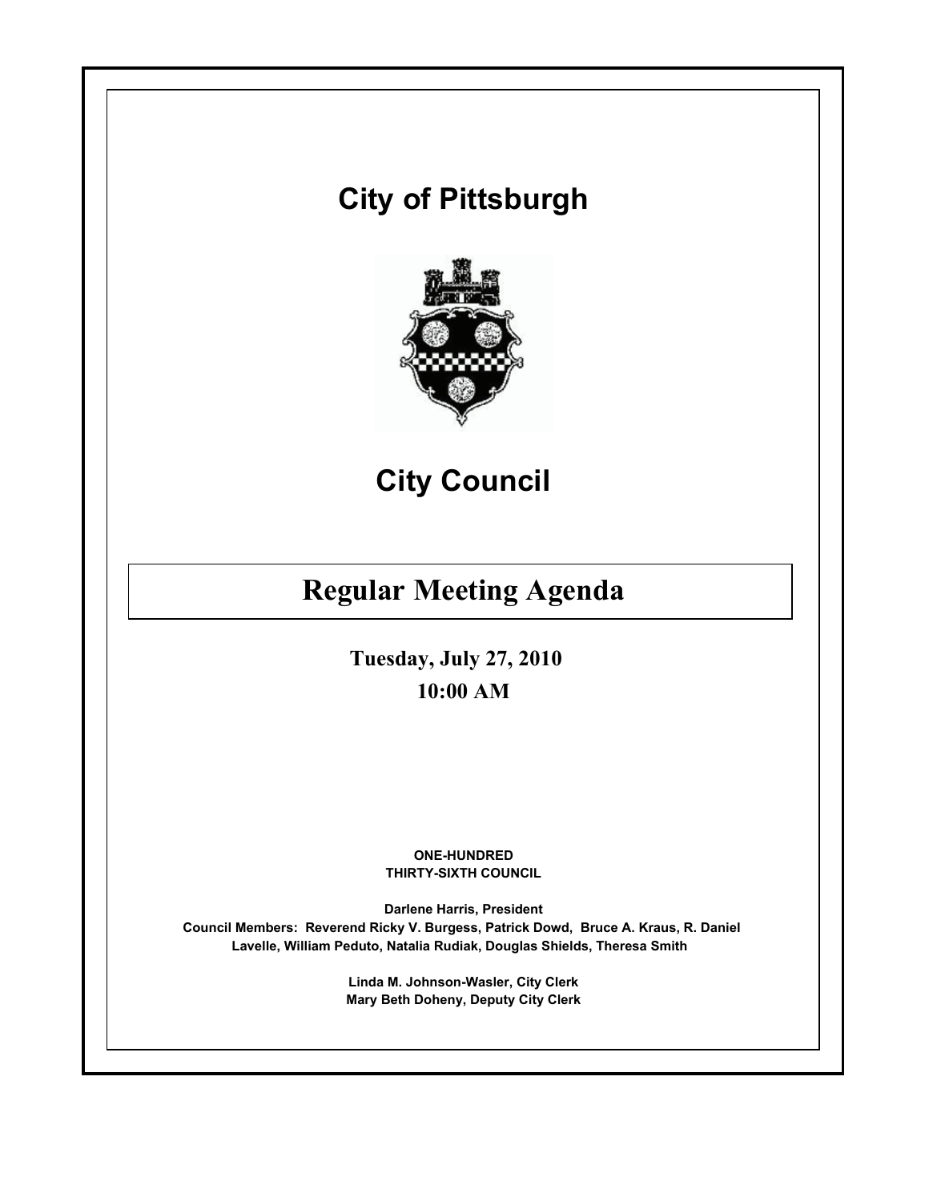# City of Pittsburgh

# City Council

## Regular Meeting Agenda

**Tuesday, July 27, 2010**

**10:00 AM**

**ONE-HUNDRED THIRTY-SIXTH COUNCIL**

**Darlene Harris, President**

**Council Members: Reverend Ricky V. Burgess, Patrick Dowd, Bruce A. Kraus, R. Daniel Lavelle, William Peduto, Natalia Rudiak, Douglas Shields, Theresa Smith**

**Linda M. Johnson-Wasler, City Clerk**

**Mary Beth Doheny, Deputy City Clerk**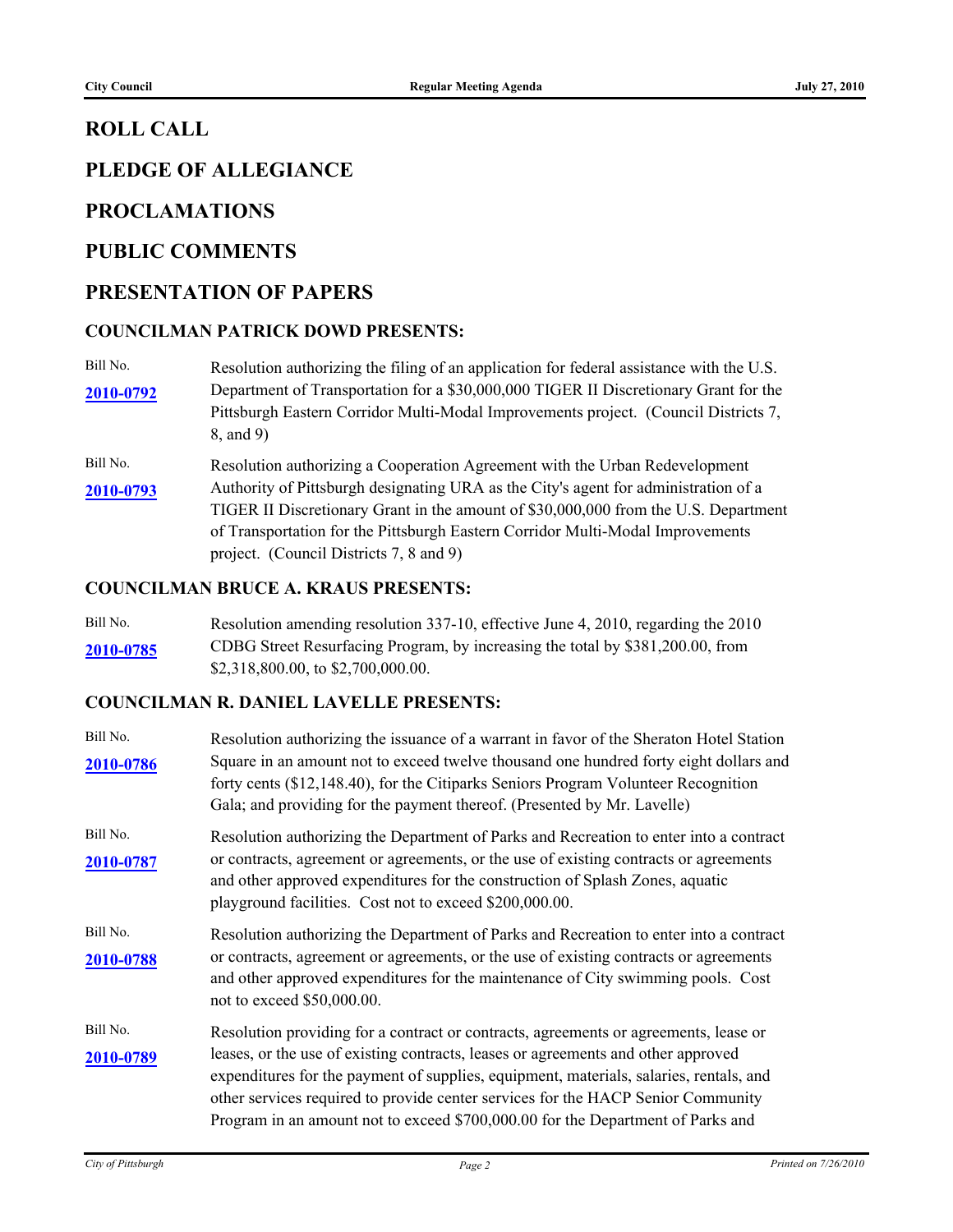## ROLL CALL

## PLEDGE OF ALLEGIANCE

## PROCLAMATIONS

## PUBLIC COMMENTS

## PRESENTATION OF PAPERS

### COUNCILMAN PATRICK DOWD PRESENTS:

| | |
|---|---|
| Bill No. **2010-0792** | Resolution authorizing the filing of an application for federal assistance with the U.S. Department of Transportation for a $30,000,000 TIGER II Discretionary Grant for the Pittsburgh Eastern Corridor Multi-Modal Improvements project. (Council Districts 7, 8, and 9) |
| Bill No. **2010-0793** | Resolution authorizing a Cooperation Agreement with the Urban Redevelopment Authority of Pittsburgh designating URA as the City's agent for administration of a TIGER II Discretionary Grant in the amount of $30,000,000 from the U.S. Department of Transportation for the Pittsburgh Eastern Corridor Multi-Modal Improvements project. (Council Districts 7, 8 and 9) |

### COUNCILMAN BRUCE A. KRAUS PRESENTS:

| | |
|---|---|
| Bill No. **2010-0785** | Resolution amending resolution 337-10, effective June 4, 2010, regarding the 2010 CDBG Street Resurfacing Program, by increasing the total by $381,200.00, from $2,318,800.00, to $2,700,000.00. |

### COUNCILMAN R. DANIEL LAVELLE PRESENTS:

| | |
|---|---|
| Bill No. **2010-0786** | Resolution authorizing the issuance of a warrant in favor of the Sheraton Hotel Station Square in an amount not to exceed twelve thousand one hundred forty eight dollars and forty cents ($12,148.40), for the Citiparks Seniors Program Volunteer Recognition Gala; and providing for the payment thereof. (Presented by Mr. Lavelle) |
| Bill No. **2010-0787** | Resolution authorizing the Department of Parks and Recreation to enter into a contract or contracts, agreement or agreements, or the use of existing contracts or agreements and other approved expenditures for the construction of Splash Zones, aquatic playground facilities. Cost not to exceed $200,000.00. |
| Bill No. **2010-0788** | Resolution authorizing the Department of Parks and Recreation to enter into a contract or contracts, agreement or agreements, or the use of existing contracts or agreements and other approved expenditures for the maintenance of City swimming pools. Cost not to exceed $50,000.00. |
| Bill No. **2010-0789** | Resolution providing for a contract or contracts, agreements or agreements, lease or leases, or the use of existing contracts, leases or agreements and other approved expenditures for the payment of supplies, equipment, materials, salaries, rentals, and other services required to provide center services for the HACP Senior Community Program in an amount not to exceed $700,000.00 for the Department of Parks and |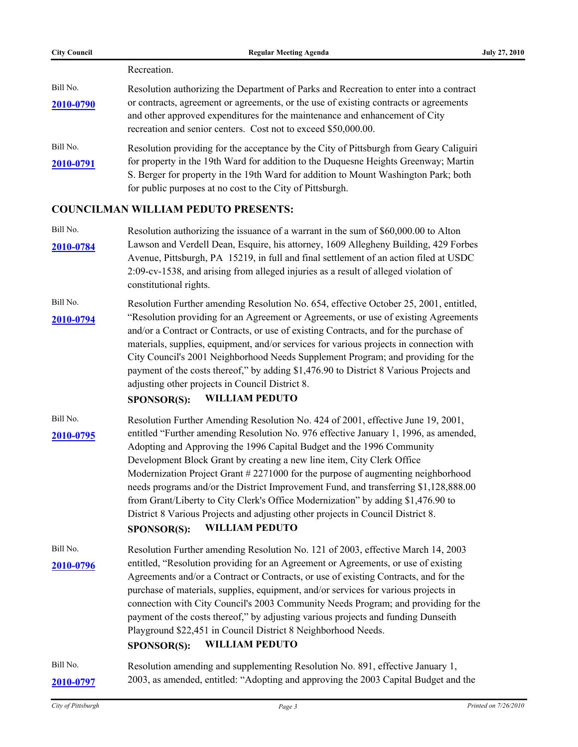Recreation.

Bill No. **2010-0790**

Resolution authorizing the Department of Parks and Recreation to enter into a contract or contracts, agreement or agreements, or the use of existing contracts or agreements and other approved expenditures for the maintenance and enhancement of City recreation and senior centers. Cost not to exceed $50,000.00.

Bill No. **2010-0791**

Resolution providing for the acceptance by the City of Pittsburgh from Geary Caliguiri for property in the 19th Ward for addition to the Duquesne Heights Greenway; Martin S. Berger for property in the 19th Ward for addition to Mount Washington Park; both for public purposes at no cost to the City of Pittsburgh.

## COUNCILMAN WILLIAM PEDUTO PRESENTS:

Bill No. **2010-0784**

Resolution authorizing the issuance of a warrant in the sum of $60,000.00 to Alton Lawson and Verdell Dean, Esquire, his attorney, 1609 Allegheny Building, 429 Forbes Avenue, Pittsburgh, PA 15219, in full and final settlement of an action filed at USDC 2:09-cv-1538, and arising from alleged injuries as a result of alleged violation of constitutional rights.

Bill No. **2010-0794**

Resolution Further amending Resolution No. 654, effective October 25, 2001, entitled, "Resolution providing for an Agreement or Agreements, or use of existing Agreements and/or a Contract or Contracts, or use of existing Contracts, and for the purchase of materials, supplies, equipment, and/or services for various projects in connection with City Council's 2001 Neighborhood Needs Supplement Program; and providing for the payment of the costs thereof," by adding $1,476.90 to District 8 Various Projects and adjusting other projects in Council District 8.

**SPONSOR(S): WILLIAM PEDUTO**

Bill No. **2010-0795**

Resolution Further Amending Resolution No. 424 of 2001, effective June 19, 2001, entitled "Further amending Resolution No. 976 effective January 1, 1996, as amended, Adopting and Approving the 1996 Capital Budget and the 1996 Community Development Block Grant by creating a new line item, City Clerk Office Modernization Project Grant # 2271000 for the purpose of augmenting neighborhood needs programs and/or the District Improvement Fund, and transferring $1,128,888.00 from Grant/Liberty to City Clerk's Office Modernization" by adding $1,476.90 to District 8 Various Projects and adjusting other projects in Council District 8.

**SPONSOR(S): WILLIAM PEDUTO**

Bill No. **2010-0796**

Resolution Further amending Resolution No. 121 of 2003, effective March 14, 2003 entitled, "Resolution providing for an Agreement or Agreements, or use of existing Agreements and/or a Contract or Contracts, or use of existing Contracts, and for the purchase of materials, supplies, equipment, and/or services for various projects in connection with City Council's 2003 Community Needs Program; and providing for the payment of the costs thereof," by adjusting various projects and funding Dunseith Playground $22,451 in Council District 8 Neighborhood Needs.

**SPONSOR(S): WILLIAM PEDUTO**

Bill No. **2010-0797**

Resolution amending and supplementing Resolution No. 891, effective January 1, 2003, as amended, entitled: "Adopting and approving the 2003 Capital Budget and the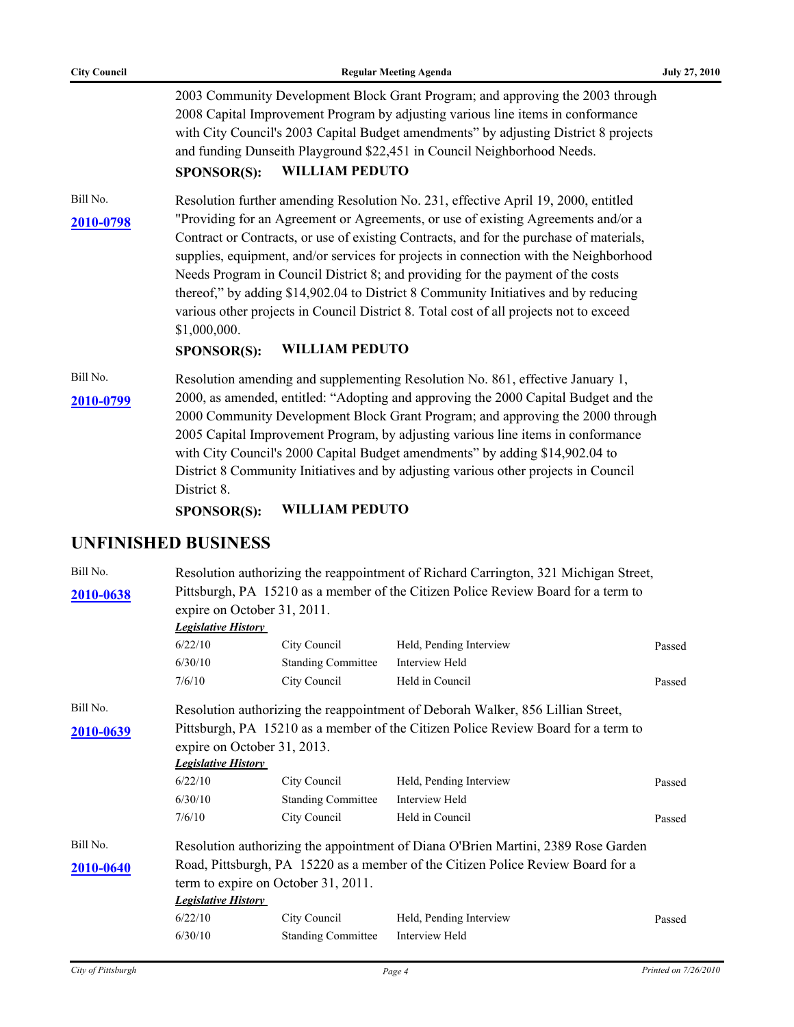2003 Community Development Block Grant Program; and approving the 2003 through 2008 Capital Improvement Program by adjusting various line items in conformance with City Council's 2003 Capital Budget amendments" by adjusting District 8 projects and funding Dunseith Playground $22,451 in Council Neighborhood Needs.

**SPONSOR(S): WILLIAM PEDUTO**

Bill No. **2010-0798**

Resolution further amending Resolution No. 231, effective April 19, 2000, entitled "Providing for an Agreement or Agreements, or use of existing Agreements and/or a Contract or Contracts, or use of existing Contracts, and for the purchase of materials, supplies, equipment, and/or services for projects in connection with the Neighborhood Needs Program in Council District 8; and providing for the payment of the costs thereof," by adding $14,902.04 to District 8 Community Initiatives and by reducing various other projects in Council District 8. Total cost of all projects not to exceed $1,000,000.

**SPONSOR(S): WILLIAM PEDUTO**

Bill No. **2010-0799**

Resolution amending and supplementing Resolution No. 861, effective January 1, 2000, as amended, entitled: "Adopting and approving the 2000 Capital Budget and the 2000 Community Development Block Grant Program; and approving the 2000 through 2005 Capital Improvement Program, by adjusting various line items in conformance with City Council's 2000 Capital Budget amendments" by adding $14,902.04 to District 8 Community Initiatives and by adjusting various other projects in Council District 8.

**SPONSOR(S): WILLIAM PEDUTO**

## UNFINISHED BUSINESS

Bill No. **2010-0638**

Resolution authorizing the reappointment of Richard Carrington, 321 Michigan Street, Pittsburgh, PA 15210 as a member of the Citizen Police Review Board for a term to expire on October 31, 2011.

***Legislative History***

| Date | Body | Action | Result |
|---|---|---|---|
| 6/22/10 | City Council | Held, Pending Interview | Passed |
| 6/30/10 | Standing Committee | Interview Held | |
| 7/6/10 | City Council | Held in Council | Passed |

Bill No. **2010-0639**

Resolution authorizing the reappointment of Deborah Walker, 856 Lillian Street, Pittsburgh, PA 15210 as a member of the Citizen Police Review Board for a term to expire on October 31, 2013.

***Legislative History***

| Date | Body | Action | Result |
|---|---|---|---|
| 6/22/10 | City Council | Held, Pending Interview | Passed |
| 6/30/10 | Standing Committee | Interview Held | |
| 7/6/10 | City Council | Held in Council | Passed |

Bill No. **2010-0640**

Resolution authorizing the appointment of Diana O'Brien Martini, 2389 Rose Garden Road, Pittsburgh, PA 15220 as a member of the Citizen Police Review Board for a term to expire on October 31, 2011.

***Legislative History***

| Date | Body | Action | Result |
|---|---|---|---|
| 6/22/10 | City Council | Held, Pending Interview | Passed |
| 6/30/10 | Standing Committee | Interview Held | |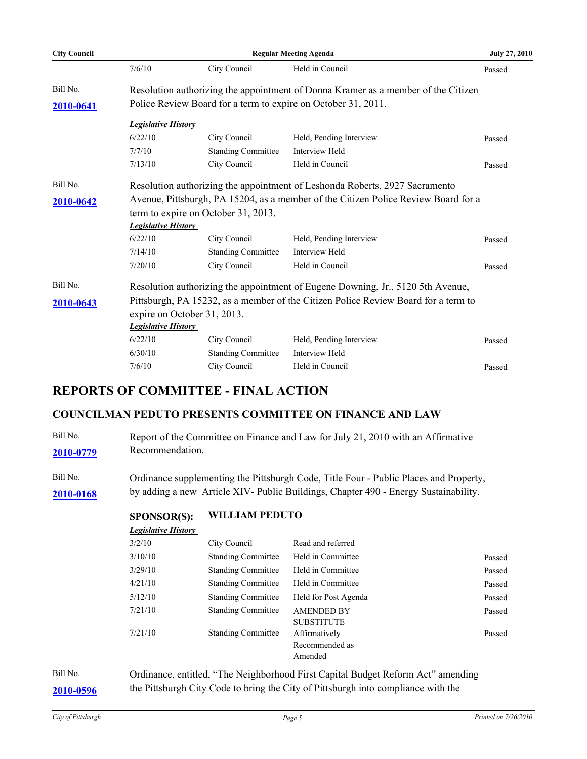| Date | Action By | Action | Result |
|---|---|---|---|
| 7/6/10 | City Council | Held in Council | Passed |

Bill No. **2010-0641**

Resolution authorizing the appointment of Donna Kramer as a member of the Citizen Police Review Board for a term to expire on October 31, 2011.

***Legislative History***

| Date | Action By | Action | Result |
|---|---|---|---|
| 6/22/10 | City Council | Held, Pending Interview | Passed |
| 7/7/10 | Standing Committee | Interview Held | |
| 7/13/10 | City Council | Held in Council | Passed |

Bill No. **2010-0642**

Resolution authorizing the appointment of Leshonda Roberts, 2927 Sacramento Avenue, Pittsburgh, PA 15204, as a member of the Citizen Police Review Board for a term to expire on October 31, 2013.

***Legislative History***

| Date | Action By | Action | Result |
|---|---|---|---|
| 6/22/10 | City Council | Held, Pending Interview | Passed |
| 7/14/10 | Standing Committee | Interview Held | |
| 7/20/10 | City Council | Held in Council | Passed |

Bill No. **2010-0643**

Resolution authorizing the appointment of Eugene Downing, Jr., 5120 5th Avenue, Pittsburgh, PA 15232, as a member of the Citizen Police Review Board for a term to expire on October 31, 2013.

***Legislative History***

| Date | Action By | Action | Result |
|---|---|---|---|
| 6/22/10 | City Council | Held, Pending Interview | Passed |
| 6/30/10 | Standing Committee | Interview Held | |
| 7/6/10 | City Council | Held in Council | Passed |

## REPORTS OF COMMITTEE - FINAL ACTION

### COUNCILMAN PEDUTO PRESENTS COMMITTEE ON FINANCE AND LAW

Bill No. **2010-0779**

Report of the Committee on Finance and Law for July 21, 2010 with an Affirmative Recommendation.

Bill No. **2010-0168**

Ordinance supplementing the Pittsburgh Code, Title Four - Public Places and Property, by adding a new Article XIV- Public Buildings, Chapter 490 - Energy Sustainability.

**SPONSOR(S): WILLIAM PEDUTO**

***Legislative History***

| Date | Action By | Action | Result |
|---|---|---|---|
| 3/2/10 | City Council | Read and referred | |
| 3/10/10 | Standing Committee | Held in Committee | Passed |
| 3/29/10 | Standing Committee | Held in Committee | Passed |
| 4/21/10 | Standing Committee | Held in Committee | Passed |
| 5/12/10 | Standing Committee | Held for Post Agenda | Passed |
| 7/21/10 | Standing Committee | AMENDED BY SUBSTITUTE | Passed |
| 7/21/10 | Standing Committee | Affirmatively Recommended as Amended | Passed |

Bill No. **2010-0596**

Ordinance, entitled, "The Neighborhood First Capital Budget Reform Act" amending the Pittsburgh City Code to bring the City of Pittsburgh into compliance with the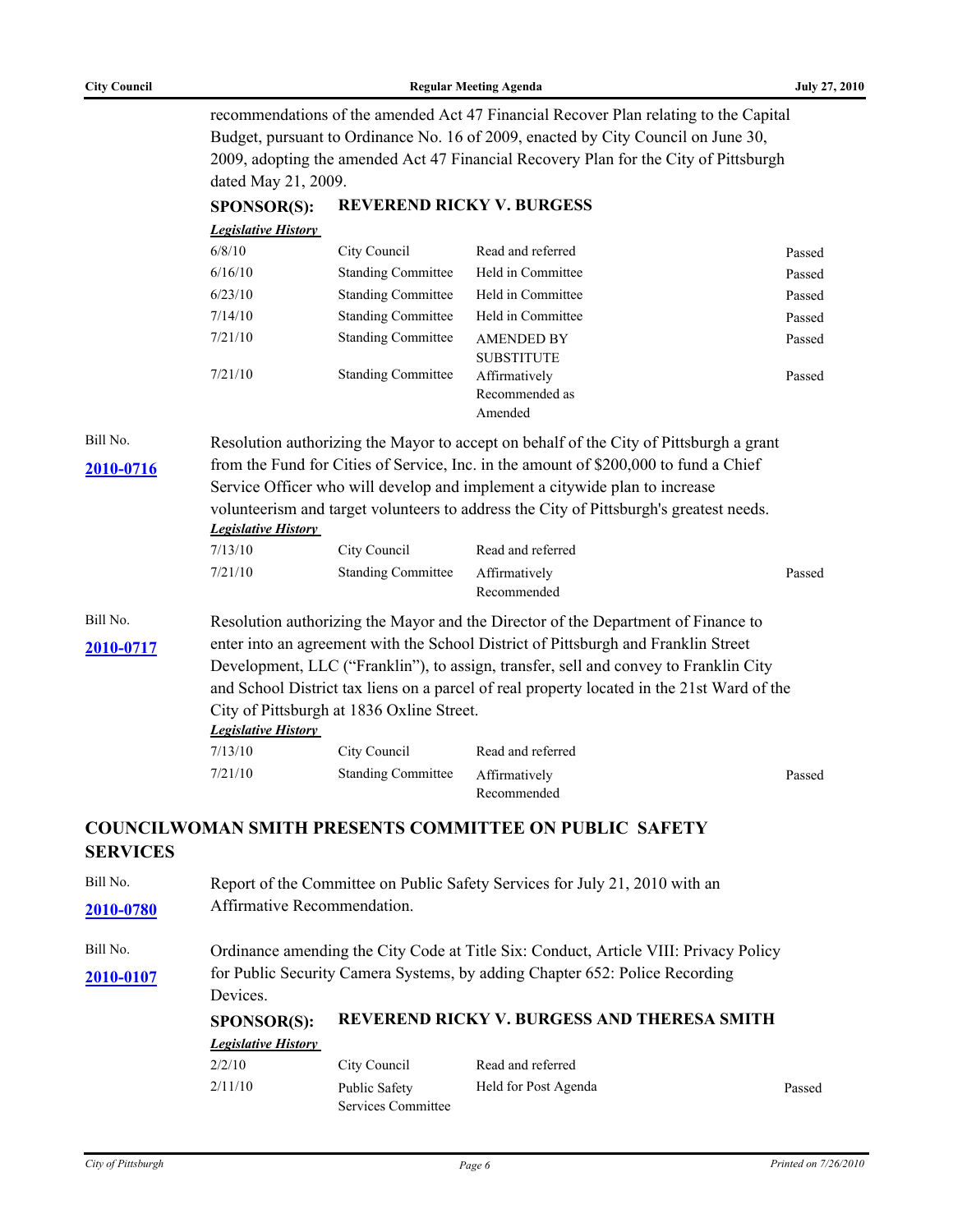recommendations of the amended Act 47 Financial Recover Plan relating to the Capital Budget, pursuant to Ordinance No. 16 of 2009, enacted by City Council on June 30, 2009, adopting the amended Act 47 Financial Recovery Plan for the City of Pittsburgh dated May 21, 2009.

**SPONSOR(S): REVEREND RICKY V. BURGESS**

***Legislative History***

| | | | |
|---|---|---|---|
| 6/8/10 | City Council | Read and referred | Passed |
| 6/16/10 | Standing Committee | Held in Committee | Passed |
| 6/23/10 | Standing Committee | Held in Committee | Passed |
| 7/14/10 | Standing Committee | Held in Committee | Passed |
| 7/21/10 | Standing Committee | AMENDED BY SUBSTITUTE | Passed |
| 7/21/10 | Standing Committee | Affirmatively Recommended as Amended | Passed |

Bill No. **2010-0716**

Resolution authorizing the Mayor to accept on behalf of the City of Pittsburgh a grant from the Fund for Cities of Service, Inc. in the amount of $200,000 to fund a Chief Service Officer who will develop and implement a citywide plan to increase volunteerism and target volunteers to address the City of Pittsburgh's greatest needs.

***Legislative History***

| | | | |
|---|---|---|---|
| 7/13/10 | City Council | Read and referred | |
| 7/21/10 | Standing Committee | Affirmatively Recommended | Passed |

Bill No. **2010-0717**

Resolution authorizing the Mayor and the Director of the Department of Finance to enter into an agreement with the School District of Pittsburgh and Franklin Street Development, LLC ("Franklin"), to assign, transfer, sell and convey to Franklin City and School District tax liens on a parcel of real property located in the 21st Ward of the City of Pittsburgh at 1836 Oxline Street.

***Legislative History***

| | | | |
|---|---|---|---|
| 7/13/10 | City Council | Read and referred | |
| 7/21/10 | Standing Committee | Affirmatively Recommended | Passed |

## COUNCILWOMAN SMITH PRESENTS COMMITTEE ON PUBLIC SAFETY SERVICES

Bill No. **2010-0780**

Report of the Committee on Public Safety Services for July 21, 2010 with an Affirmative Recommendation.

Bill No. **2010-0107**

Ordinance amending the City Code at Title Six: Conduct, Article VIII: Privacy Policy for Public Security Camera Systems, by adding Chapter 652: Police Recording Devices.

**SPONSOR(S): REVEREND RICKY V. BURGESS AND THERESA SMITH**

***Legislative History***

| | | | |
|---|---|---|---|
| 2/2/10 | City Council | Read and referred | |
| 2/11/10 | Public Safety Services Committee | Held for Post Agenda | Passed |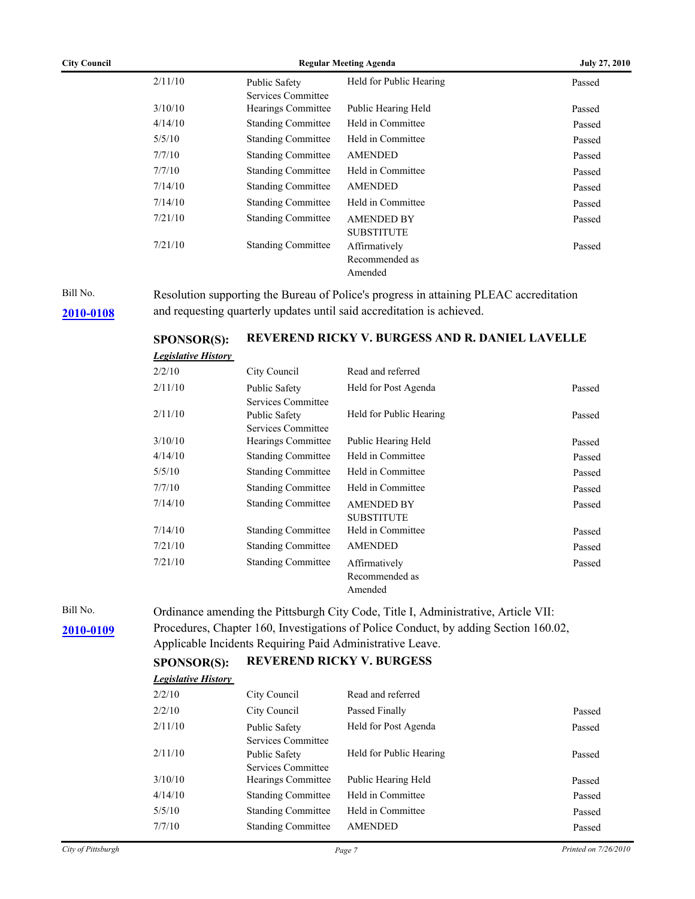| | | | |
|---|---|---|---|
| 2/11/10 | Public Safety Services Committee | Held for Public Hearing | Passed |
| 3/10/10 | Hearings Committee | Public Hearing Held | Passed |
| 4/14/10 | Standing Committee | Held in Committee | Passed |
| 5/5/10 | Standing Committee | Held in Committee | Passed |
| 7/7/10 | Standing Committee | AMENDED | Passed |
| 7/7/10 | Standing Committee | Held in Committee | Passed |
| 7/14/10 | Standing Committee | AMENDED | Passed |
| 7/14/10 | Standing Committee | Held in Committee | Passed |
| 7/21/10 | Standing Committee | AMENDED BY SUBSTITUTE | Passed |
| 7/21/10 | Standing Committee | Affirmatively Recommended as Amended | Passed |

Bill No. **2010-0108**

Resolution supporting the Bureau of Police's progress in attaining PLEAC accreditation and requesting quarterly updates until said accreditation is achieved.

**SPONSOR(S): REVEREND RICKY V. BURGESS AND R. DANIEL LAVELLE**

***Legislative History***

| | | | |
|---|---|---|---|
| 2/2/10 | City Council | Read and referred | |
| 2/11/10 | Public Safety Services Committee | Held for Post Agenda | Passed |
| 2/11/10 | Public Safety Services Committee | Held for Public Hearing | Passed |
| 3/10/10 | Hearings Committee | Public Hearing Held | Passed |
| 4/14/10 | Standing Committee | Held in Committee | Passed |
| 5/5/10 | Standing Committee | Held in Committee | Passed |
| 7/7/10 | Standing Committee | Held in Committee | Passed |
| 7/14/10 | Standing Committee | AMENDED BY SUBSTITUTE | Passed |
| 7/14/10 | Standing Committee | Held in Committee | Passed |
| 7/21/10 | Standing Committee | AMENDED | Passed |
| 7/21/10 | Standing Committee | Affirmatively Recommended as Amended | Passed |

Bill No. **2010-0109**

Ordinance amending the Pittsburgh City Code, Title I, Administrative, Article VII: Procedures, Chapter 160, Investigations of Police Conduct, by adding Section 160.02, Applicable Incidents Requiring Paid Administrative Leave.

**SPONSOR(S): REVEREND RICKY V. BURGESS**

***Legislative History***

| | | | |
|---|---|---|---|
| 2/2/10 | City Council | Read and referred | |
| 2/2/10 | City Council | Passed Finally | Passed |
| 2/11/10 | Public Safety Services Committee | Held for Post Agenda | Passed |
| 2/11/10 | Public Safety Services Committee | Held for Public Hearing | Passed |
| 3/10/10 | Hearings Committee | Public Hearing Held | Passed |
| 4/14/10 | Standing Committee | Held in Committee | Passed |
| 5/5/10 | Standing Committee | Held in Committee | Passed |
| 7/7/10 | Standing Committee | AMENDED | Passed |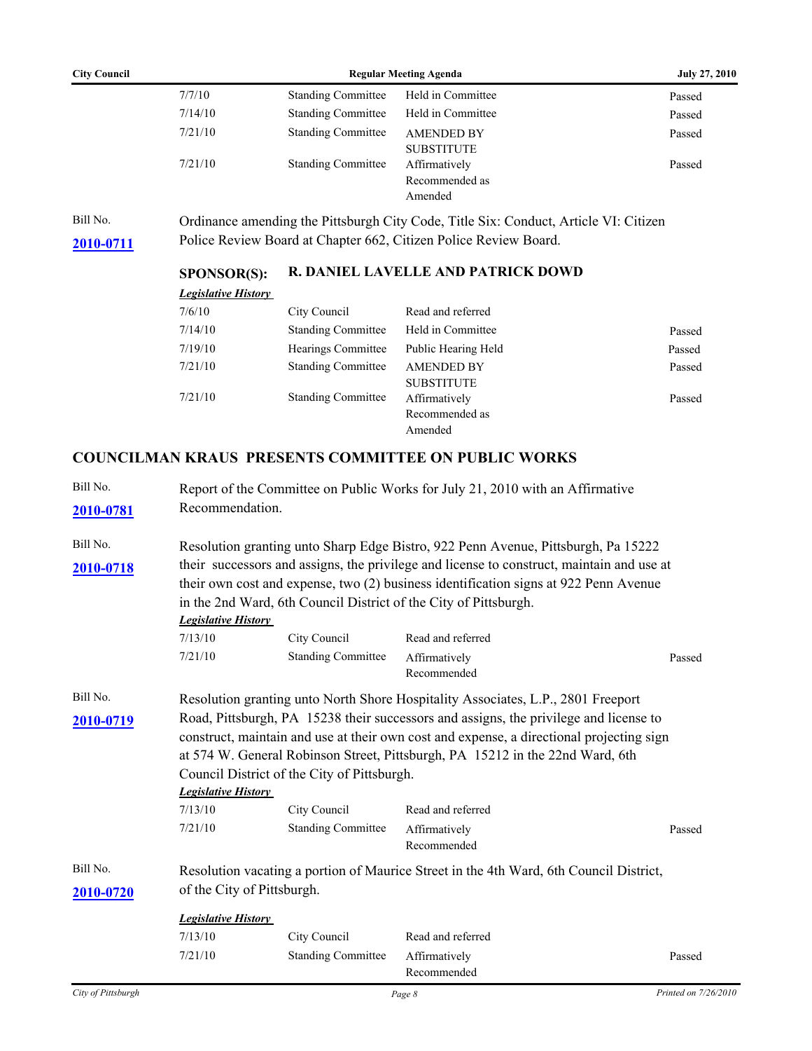| | | | |
|---|---|---|---|
| 7/7/10 | Standing Committee | Held in Committee | Passed |
| 7/14/10 | Standing Committee | Held in Committee | Passed |
| 7/21/10 | Standing Committee | AMENDED BY SUBSTITUTE | Passed |
| 7/21/10 | Standing Committee | Affirmatively Recommended as Amended | Passed |

Bill No. **2010-0711**

Ordinance amending the Pittsburgh City Code, Title Six: Conduct, Article VI: Citizen Police Review Board at Chapter 662, Citizen Police Review Board.

**SPONSOR(S): R. DANIEL LAVELLE AND PATRICK DOWD**

***Legislative History***

| | | | |
|---|---|---|---|
| 7/6/10 | City Council | Read and referred | |
| 7/14/10 | Standing Committee | Held in Committee | Passed |
| 7/19/10 | Hearings Committee | Public Hearing Held | Passed |
| 7/21/10 | Standing Committee | AMENDED BY SUBSTITUTE | Passed |
| 7/21/10 | Standing Committee | Affirmatively Recommended as Amended | Passed |

## COUNCILMAN KRAUS PRESENTS COMMITTEE ON PUBLIC WORKS

Bill No. **2010-0781**

Report of the Committee on Public Works for July 21, 2010 with an Affirmative Recommendation.

Bill No. **2010-0718**

Resolution granting unto Sharp Edge Bistro, 922 Penn Avenue, Pittsburgh, Pa 15222 their successors and assigns, the privilege and license to construct, maintain and use at their own cost and expense, two (2) business identification signs at 922 Penn Avenue in the 2nd Ward, 6th Council District of the City of Pittsburgh.

***Legislative History***

| | | | |
|---|---|---|---|
| 7/13/10 | City Council | Read and referred | |
| 7/21/10 | Standing Committee | Affirmatively Recommended | Passed |

Bill No. **2010-0719**

Resolution granting unto North Shore Hospitality Associates, L.P., 2801 Freeport Road, Pittsburgh, PA 15238 their successors and assigns, the privilege and license to construct, maintain and use at their own cost and expense, a directional projecting sign at 574 W. General Robinson Street, Pittsburgh, PA 15212 in the 22nd Ward, 6th Council District of the City of Pittsburgh.

***Legislative History***

| | | | |
|---|---|---|---|
| 7/13/10 | City Council | Read and referred | |
| 7/21/10 | Standing Committee | Affirmatively Recommended | Passed |

Bill No. **2010-0720**

Resolution vacating a portion of Maurice Street in the 4th Ward, 6th Council District, of the City of Pittsburgh.

***Legislative History***

| | | | |
|---|---|---|---|
| 7/13/10 | City Council | Read and referred | |
| 7/21/10 | Standing Committee | Affirmatively Recommended | Passed |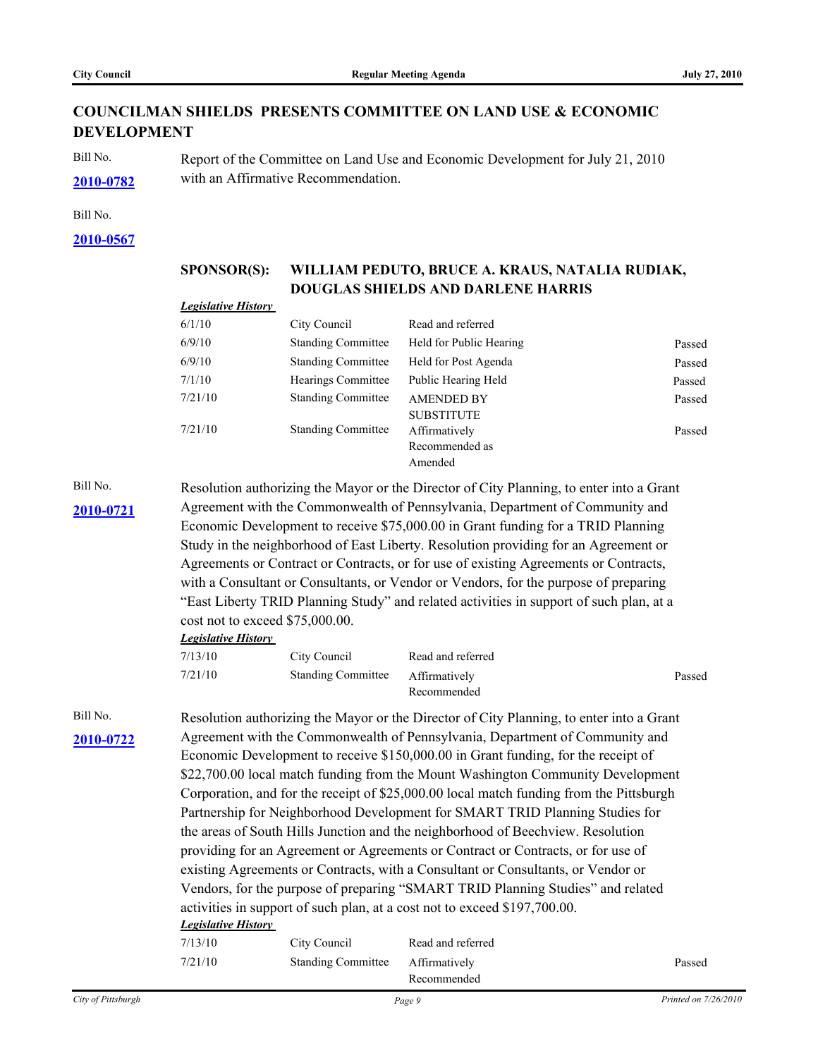## COUNCILMAN SHIELDS PRESENTS COMMITTEE ON LAND USE & ECONOMIC DEVELOPMENT

Bill No. **2010-0782**

Report of the Committee on Land Use and Economic Development for July 21, 2010 with an Affirmative Recommendation.

Bill No. **2010-0567**

**SPONSOR(S): WILLIAM PEDUTO, BRUCE A. KRAUS, NATALIA RUDIAK, DOUGLAS SHIELDS AND DARLENE HARRIS**

***Legislative History***

| | | | |
|---|---|---|---|
| 6/1/10 | City Council | Read and referred | |
| 6/9/10 | Standing Committee | Held for Public Hearing | Passed |
| 6/9/10 | Standing Committee | Held for Post Agenda | Passed |
| 7/1/10 | Hearings Committee | Public Hearing Held | Passed |
| 7/21/10 | Standing Committee | AMENDED BY SUBSTITUTE | Passed |
| 7/21/10 | Standing Committee | Affirmatively Recommended as Amended | Passed |

Bill No. **2010-0721**

Resolution authorizing the Mayor or the Director of City Planning, to enter into a Grant Agreement with the Commonwealth of Pennsylvania, Department of Community and Economic Development to receive $75,000.00 in Grant funding for a TRID Planning Study in the neighborhood of East Liberty. Resolution providing for an Agreement or Agreements or Contract or Contracts, or for use of existing Agreements or Contracts, with a Consultant or Consultants, or Vendor or Vendors, for the purpose of preparing "East Liberty TRID Planning Study" and related activities in support of such plan, at a cost not to exceed $75,000.00.

***Legislative History***

| | | | |
|---|---|---|---|
| 7/13/10 | City Council | Read and referred | |
| 7/21/10 | Standing Committee | Affirmatively Recommended | Passed |

Bill No. **2010-0722**

Resolution authorizing the Mayor or the Director of City Planning, to enter into a Grant Agreement with the Commonwealth of Pennsylvania, Department of Community and Economic Development to receive $150,000.00 in Grant funding, for the receipt of $22,700.00 local match funding from the Mount Washington Community Development Corporation, and for the receipt of $25,000.00 local match funding from the Pittsburgh Partnership for Neighborhood Development for SMART TRID Planning Studies for the areas of South Hills Junction and the neighborhood of Beechview. Resolution providing for an Agreement or Agreements or Contract or Contracts, or for use of existing Agreements or Contracts, with a Consultant or Consultants, or Vendor or Vendors, for the purpose of preparing "SMART TRID Planning Studies" and related activities in support of such plan, at a cost not to exceed $197,700.00.

***Legislative History***

| | | | |
|---|---|---|---|
| 7/13/10 | City Council | Read and referred | |
| 7/21/10 | Standing Committee | Affirmatively Recommended | Passed |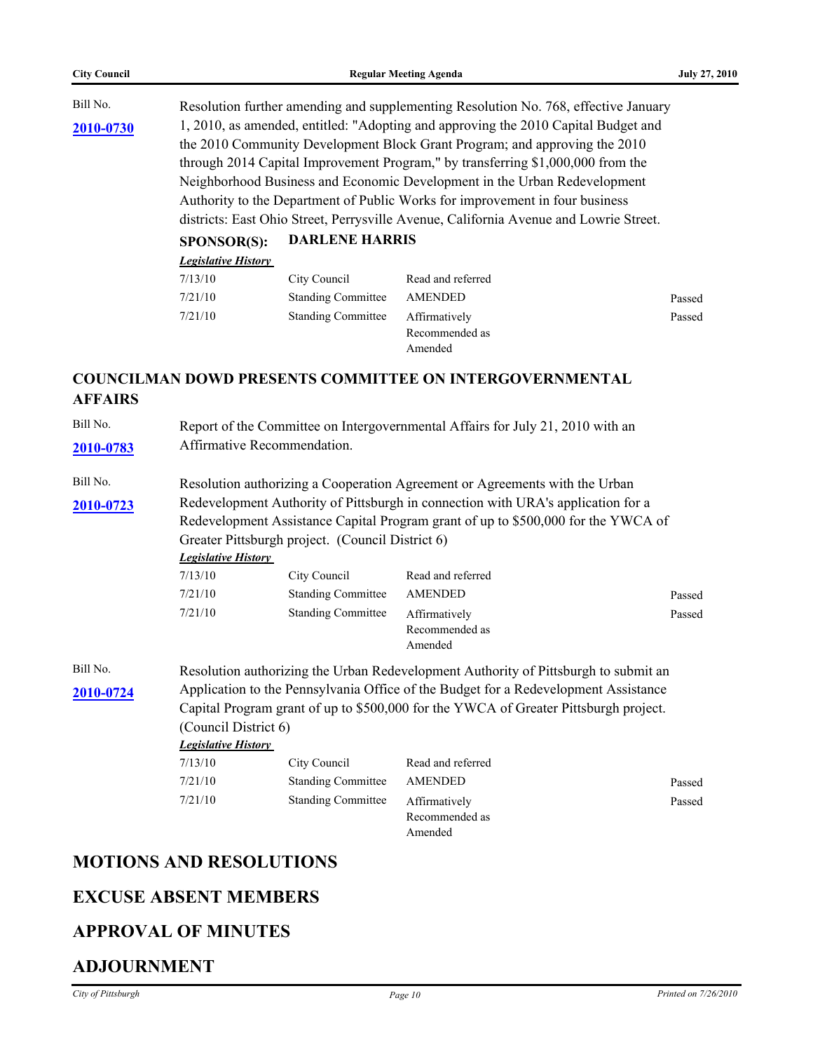Bill No. **2010-0730**

Resolution further amending and supplementing Resolution No. 768, effective January 1, 2010, as amended, entitled: "Adopting and approving the 2010 Capital Budget and the 2010 Community Development Block Grant Program; and approving the 2010 through 2014 Capital Improvement Program," by transferring $1,000,000 from the Neighborhood Business and Economic Development in the Urban Redevelopment Authority to the Department of Public Works for improvement in four business districts: East Ohio Street, Perrysville Avenue, California Avenue and Lowrie Street.

**SPONSOR(S): DARLENE HARRIS**

***Legislative History***

| | | | |
|---|---|---|---|
| 7/13/10 | City Council | Read and referred | |
| 7/21/10 | Standing Committee | AMENDED | Passed |
| 7/21/10 | Standing Committee | Affirmatively Recommended as Amended | Passed |

## COUNCILMAN DOWD PRESENTS COMMITTEE ON INTERGOVERNMENTAL AFFAIRS

Bill No. **2010-0783**

Report of the Committee on Intergovernmental Affairs for July 21, 2010 with an Affirmative Recommendation.

Bill No. **2010-0723**

Resolution authorizing a Cooperation Agreement or Agreements with the Urban Redevelopment Authority of Pittsburgh in connection with URA's application for a Redevelopment Assistance Capital Program grant of up to $500,000 for the YWCA of Greater Pittsburgh project. (Council District 6)

***Legislative History***

| | | | |
|---|---|---|---|
| 7/13/10 | City Council | Read and referred | |
| 7/21/10 | Standing Committee | AMENDED | Passed |
| 7/21/10 | Standing Committee | Affirmatively Recommended as Amended | Passed |

Bill No. **2010-0724**

Resolution authorizing the Urban Redevelopment Authority of Pittsburgh to submit an Application to the Pennsylvania Office of the Budget for a Redevelopment Assistance Capital Program grant of up to $500,000 for the YWCA of Greater Pittsburgh project. (Council District 6)

***Legislative History***

| | | | |
|---|---|---|---|
| 7/13/10 | City Council | Read and referred | |
| 7/21/10 | Standing Committee | AMENDED | Passed |
| 7/21/10 | Standing Committee | Affirmatively Recommended as Amended | Passed |

## MOTIONS AND RESOLUTIONS

## EXCUSE ABSENT MEMBERS

## APPROVAL OF MINUTES

## ADJOURNMENT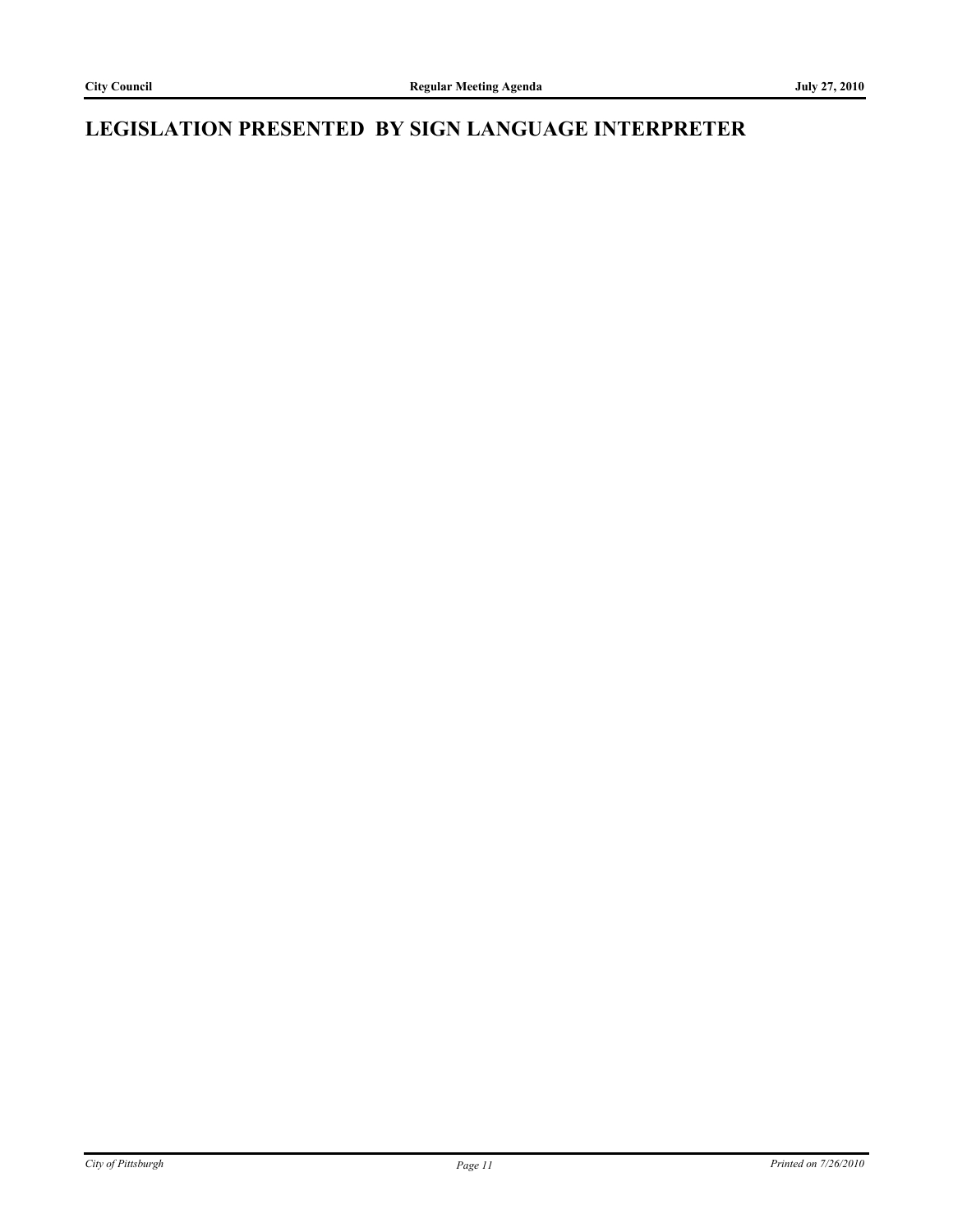# LEGISLATION PRESENTED BY SIGN LANGUAGE INTERPRETER